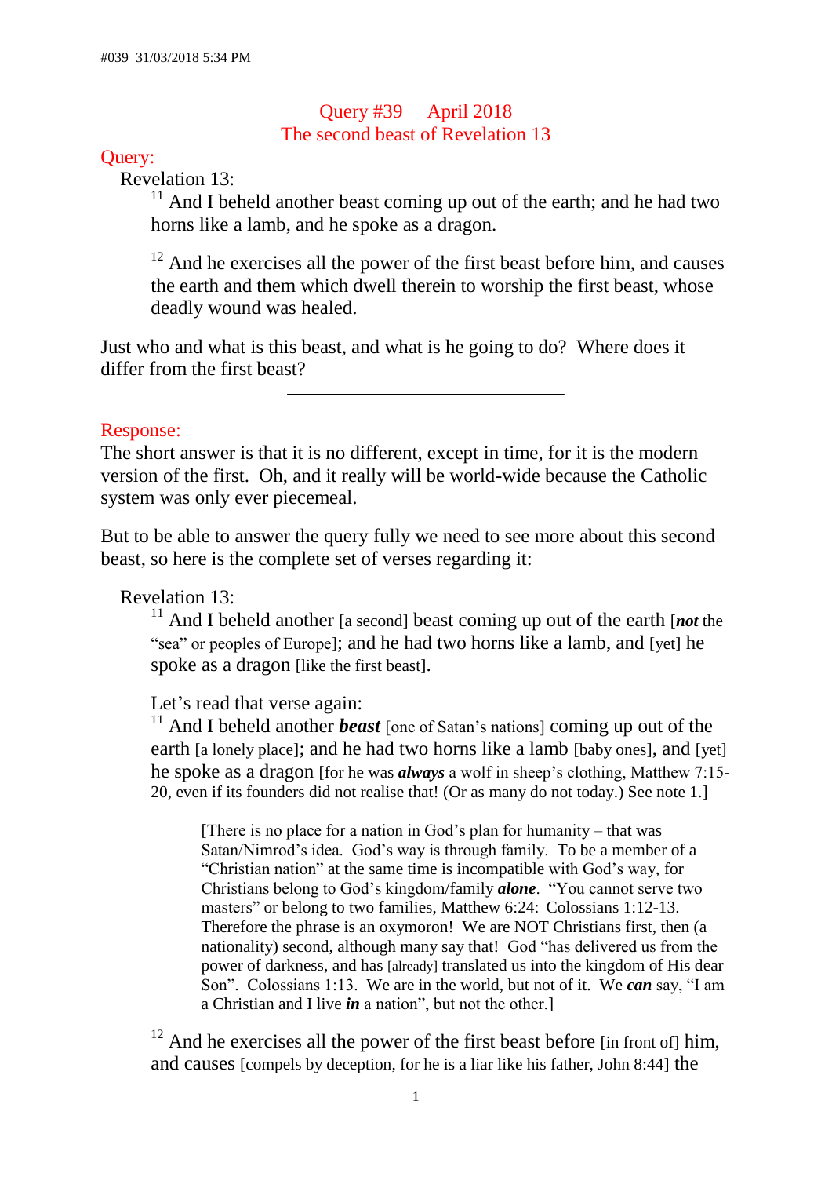#039 31/03/2018 5:34 PM

# Query #39 April 2018
## The second beast of Revelation 13

**Query:**

Revelation 13:

[11] And I beheld another beast coming up out of the earth; and he had two horns like a lamb, and he spoke as a dragon.

[12] And he exercises all the power of the first beast before him, and causes the earth and them which dwell therein to worship the first beast, whose deadly wound was healed.

Just who and what is this beast, and what is he going to do? Where does it differ from the first beast?

---

**Response:**

The short answer is that it is no different, except in time, for it is the modern version of the first. Oh, and it really will be world-wide because the Catholic system was only ever piecemeal.

But to be able to answer the query fully we need to see more about this second beast, so here is the complete set of verses regarding it:

Revelation 13:

[11] And I beheld another [a second] beast coming up out of the earth [***not*** the "sea" or peoples of Europe]; and he had two horns like a lamb, and [yet] he spoke as a dragon [like the first beast].

Let's read that verse again:

[11] And I beheld another ***beast*** [one of Satan's nations] coming up out of the earth [a lonely place]; and he had two horns like a lamb [baby ones], and [yet] he spoke as a dragon [for he was ***always*** a wolf in sheep's clothing, Matthew 7:15-20, even if its founders did not realise that! (Or as many do not today.) See note 1.]

> [There is no place for a nation in God's plan for humanity – that was Satan/Nimrod's idea. God's way is through family. To be a member of a "Christian nation" at the same time is incompatible with God's way, for Christians belong to God's kingdom/family ***alone***. "You cannot serve two masters" or belong to two families, Matthew 6:24: Colossians 1:12-13. Therefore the phrase is an oxymoron! We are NOT Christians first, then (a nationality) second, although many say that! God "has delivered us from the power of darkness, and has [already] translated us into the kingdom of His dear Son". Colossians 1:13. We are in the world, but not of it. We ***can*** say, "I am a Christian and I live ***in*** a nation", but not the other.]

[12] And he exercises all the power of the first beast before [in front of] him, and causes [compels by deception, for he is a liar like his father, John 8:44] the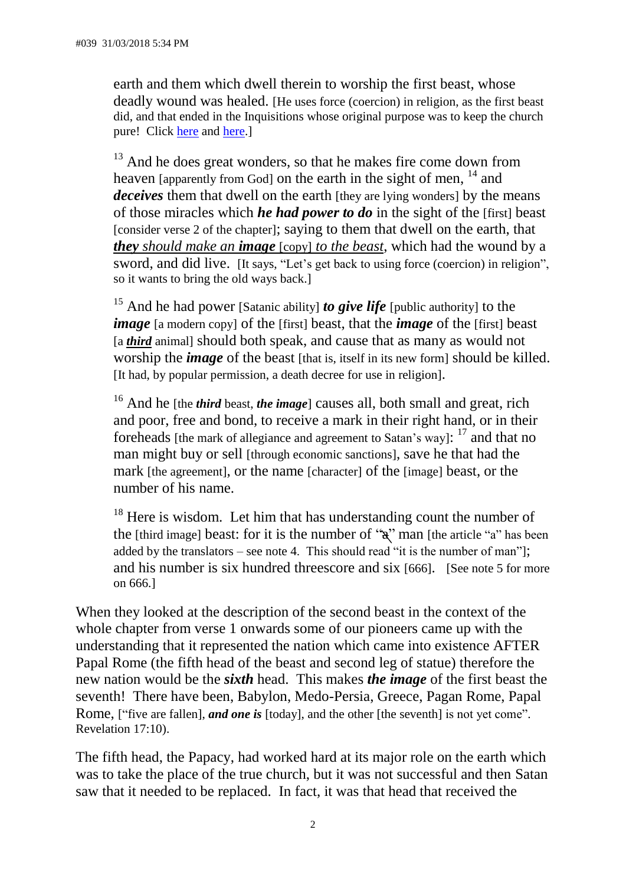earth and them which dwell therein to worship the first beast, whose deadly wound was healed. [He uses force (coercion) in religion, as the first beast did, and that ended in the Inquisitions whose original purpose was to keep the church pure! Click here and here.]

[13] And he does great wonders, so that he makes fire come down from heaven [apparently from God] on the earth in the sight of men, [14] and ***deceives*** them that dwell on the earth [they are lying wonders] by the means of those miracles which ***he had power to do*** in the sight of the [first] beast [consider verse 2 of the chapter]; saying to them that dwell on the earth, that ***they** should make an **image*** [copy] *to the beast*, which had the wound by a sword, and did live. [It says, "Let's get back to using force (coercion) in religion", so it wants to bring the old ways back.]

[15] And he had power [Satanic ability] ***to give life*** [public authority] to the ***image*** [a modern copy] of the [first] beast, that the ***image*** of the [first] beast [a ***third*** animal] should both speak, and cause that as many as would not worship the ***image*** of the beast [that is, itself in its new form] should be killed. [It had, by popular permission, a death decree for use in religion].

[16] And he [the ***third*** beast, ***the image***] causes all, both small and great, rich and poor, free and bond, to receive a mark in their right hand, or in their foreheads [the mark of allegiance and agreement to Satan's way]: [17] and that no man might buy or sell [through economic sanctions], save he that had the mark [the agreement], or the name [character] of the [image] beast, or the number of his name.

[18] Here is wisdom. Let him that has understanding count the number of the [third image] beast: for it is the number of "~~a~~" man [the article "a" has been added by the translators – see note 4. This should read "it is the number of man"]; and his number is six hundred threescore and six [666]. [See note 5 for more on 666.]

When they looked at the description of the second beast in the context of the whole chapter from verse 1 onwards some of our pioneers came up with the understanding that it represented the nation which came into existence AFTER Papal Rome (the fifth head of the beast and second leg of statue) therefore the new nation would be the ***sixth*** head. This makes ***the image*** of the first beast the seventh! There have been, Babylon, Medo-Persia, Greece, Pagan Rome, Papal Rome, ["five are fallen], ***and one is*** [today], and the other [the seventh] is not yet come". Revelation 17:10).

The fifth head, the Papacy, had worked hard at its major role on the earth which was to take the place of the true church, but it was not successful and then Satan saw that it needed to be replaced. In fact, it was that head that received the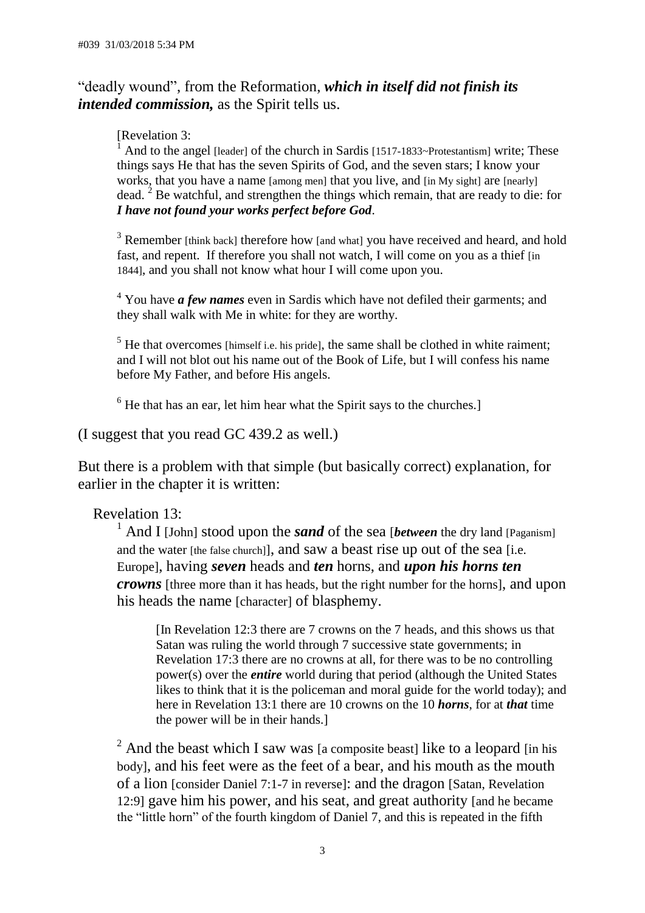"deadly wound", from the Reformation, ***which in itself did not finish its intended commission,*** as the Spirit tells us.

> [Revelation 3:
> [1] And to the angel [leader] of the church in Sardis [1517-1833~Protestantism] write; These things says He that has the seven Spirits of God, and the seven stars; I know your works, that you have a name [among men] that you live, and [in My sight] are [nearly] dead. [2] Be watchful, and strengthen the things which remain, that are ready to die: for ***I have not found your works perfect before God***.
>
> [3] Remember [think back] therefore how [and what] you have received and heard, and hold fast, and repent. If therefore you shall not watch, I will come on you as a thief [in 1844], and you shall not know what hour I will come upon you.
>
> [4] You have ***a few names*** even in Sardis which have not defiled their garments; and they shall walk with Me in white: for they are worthy.
>
> [5] He that overcomes [himself i.e. his pride], the same shall be clothed in white raiment; and I will not blot out his name out of the Book of Life, but I will confess his name before My Father, and before His angels.
>
> [6] He that has an ear, let him hear what the Spirit says to the churches.]

(I suggest that you read GC 439.2 as well.)

But there is a problem with that simple (but basically correct) explanation, for earlier in the chapter it is written:

> Revelation 13:
> [1] And I [John] stood upon the ***sand*** of the sea [***between*** the dry land [Paganism] and the water [the false church]], and saw a beast rise up out of the sea [i.e. Europe], having ***seven*** heads and ***ten*** horns, and ***upon his horns ten crowns*** [three more than it has heads, but the right number for the horns], and upon his heads the name [character] of blasphemy.
>
> > [In Revelation 12:3 there are 7 crowns on the 7 heads, and this shows us that Satan was ruling the world through 7 successive state governments; in Revelation 17:3 there are no crowns at all, for there was to be no controlling power(s) over the ***entire*** world during that period (although the United States likes to think that it is the policeman and moral guide for the world today); and here in Revelation 13:1 there are 10 crowns on the 10 ***horns***, for at ***that*** time the power will be in their hands.]
>
> [2] And the beast which I saw was [a composite beast] like to a leopard [in his body], and his feet were as the feet of a bear, and his mouth as the mouth of a lion [consider Daniel 7:1-7 in reverse]: and the dragon [Satan, Revelation 12:9] gave him his power, and his seat, and great authority [and he became the "little horn" of the fourth kingdom of Daniel 7, and this is repeated in the fifth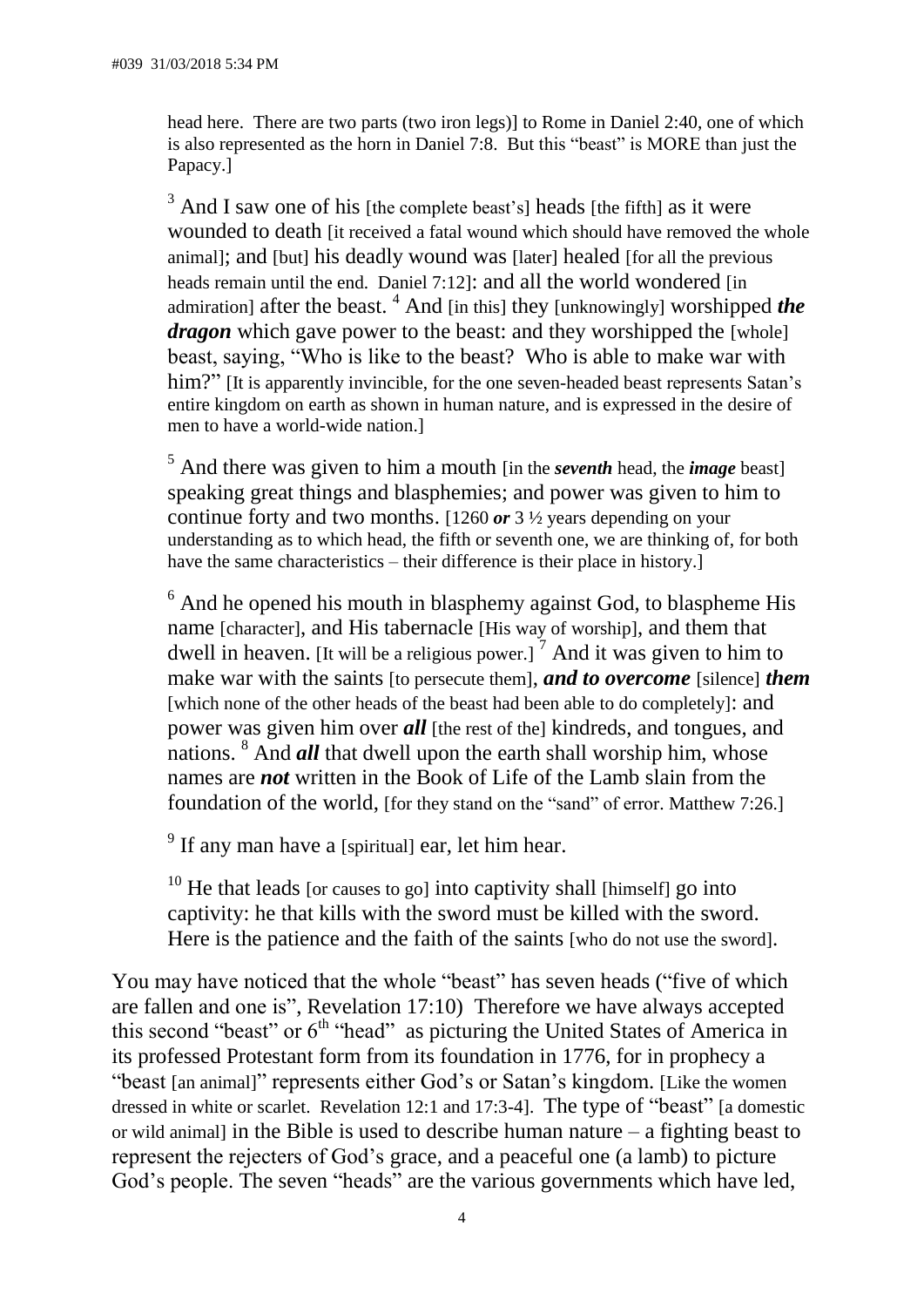head here. There are two parts (two iron legs)] to Rome in Daniel 2:40, one of which is also represented as the horn in Daniel 7:8. But this "beast" is MORE than just the Papacy.]

3 And I saw one of his [the complete beast's] heads [the fifth] as it were wounded to death [it received a fatal wound which should have removed the whole animal]; and [but] his deadly wound was [later] healed [for all the previous heads remain until the end. Daniel 7:12]: and all the world wondered [in admiration] after the beast. 4 And [in this] they [unknowingly] worshipped ***the dragon*** which gave power to the beast: and they worshipped the [whole] beast, saying, "Who is like to the beast? Who is able to make war with him?" [It is apparently invincible, for the one seven-headed beast represents Satan's entire kingdom on earth as shown in human nature, and is expressed in the desire of men to have a world-wide nation.]

5 And there was given to him a mouth [in the ***seventh*** head, the ***image*** beast] speaking great things and blasphemies; and power was given to him to continue forty and two months. [1260 ***or*** 3 ½ years depending on your understanding as to which head, the fifth or seventh one, we are thinking of, for both have the same characteristics – their difference is their place in history.]

6 And he opened his mouth in blasphemy against God, to blaspheme His name [character], and His tabernacle [His way of worship], and them that dwell in heaven. [It will be a religious power.] 7 And it was given to him to make war with the saints [to persecute them], ***and to overcome*** [silence] ***them*** [which none of the other heads of the beast had been able to do completely]: and power was given him over ***all*** [the rest of the] kindreds, and tongues, and nations. 8 And ***all*** that dwell upon the earth shall worship him, whose names are ***not*** written in the Book of Life of the Lamb slain from the foundation of the world, [for they stand on the "sand" of error. Matthew 7:26.]

9 If any man have a [spiritual] ear, let him hear.

10 He that leads [or causes to go] into captivity shall [himself] go into captivity: he that kills with the sword must be killed with the sword. Here is the patience and the faith of the saints [who do not use the sword].

You may have noticed that the whole "beast" has seven heads ("five of which are fallen and one is", Revelation 17:10) Therefore we have always accepted this second "beast" or 6th "head" as picturing the United States of America in its professed Protestant form from its foundation in 1776, for in prophecy a "beast [an animal]" represents either God's or Satan's kingdom. [Like the women dressed in white or scarlet. Revelation 12:1 and 17:3-4]. The type of "beast" [a domestic or wild animal] in the Bible is used to describe human nature – a fighting beast to represent the rejecters of God's grace, and a peaceful one (a lamb) to picture God's people. The seven "heads" are the various governments which have led,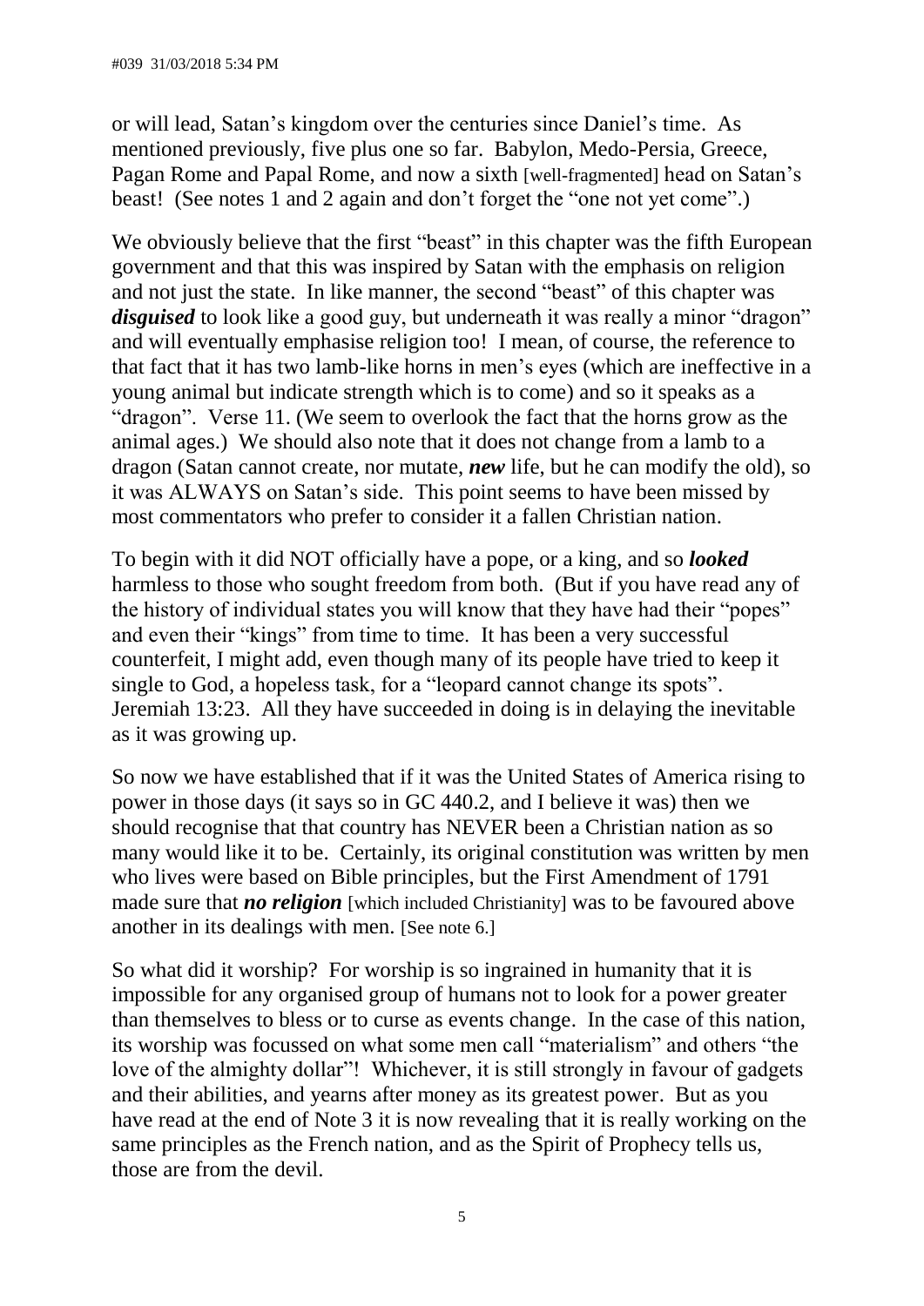or will lead, Satan's kingdom over the centuries since Daniel's time. As mentioned previously, five plus one so far. Babylon, Medo-Persia, Greece, Pagan Rome and Papal Rome, and now a sixth [well-fragmented] head on Satan's beast! (See notes 1 and 2 again and don't forget the "one not yet come".)

We obviously believe that the first "beast" in this chapter was the fifth European government and that this was inspired by Satan with the emphasis on religion and not just the state. In like manner, the second "beast" of this chapter was ***disguised*** to look like a good guy, but underneath it was really a minor "dragon" and will eventually emphasise religion too! I mean, of course, the reference to that fact that it has two lamb-like horns in men's eyes (which are ineffective in a young animal but indicate strength which is to come) and so it speaks as a "dragon". Verse 11. (We seem to overlook the fact that the horns grow as the animal ages.) We should also note that it does not change from a lamb to a dragon (Satan cannot create, nor mutate, ***new*** life, but he can modify the old), so it was ALWAYS on Satan's side. This point seems to have been missed by most commentators who prefer to consider it a fallen Christian nation.

To begin with it did NOT officially have a pope, or a king, and so ***looked*** harmless to those who sought freedom from both. (But if you have read any of the history of individual states you will know that they have had their "popes" and even their "kings" from time to time. It has been a very successful counterfeit, I might add, even though many of its people have tried to keep it single to God, a hopeless task, for a "leopard cannot change its spots". Jeremiah 13:23. All they have succeeded in doing is in delaying the inevitable as it was growing up.

So now we have established that if it was the United States of America rising to power in those days (it says so in GC 440.2, and I believe it was) then we should recognise that that country has NEVER been a Christian nation as so many would like it to be. Certainly, its original constitution was written by men who lives were based on Bible principles, but the First Amendment of 1791 made sure that ***no religion*** [which included Christianity] was to be favoured above another in its dealings with men. [See note 6.]

So what did it worship? For worship is so ingrained in humanity that it is impossible for any organised group of humans not to look for a power greater than themselves to bless or to curse as events change. In the case of this nation, its worship was focussed on what some men call "materialism" and others "the love of the almighty dollar"! Whichever, it is still strongly in favour of gadgets and their abilities, and yearns after money as its greatest power. But as you have read at the end of Note 3 it is now revealing that it is really working on the same principles as the French nation, and as the Spirit of Prophecy tells us, those are from the devil.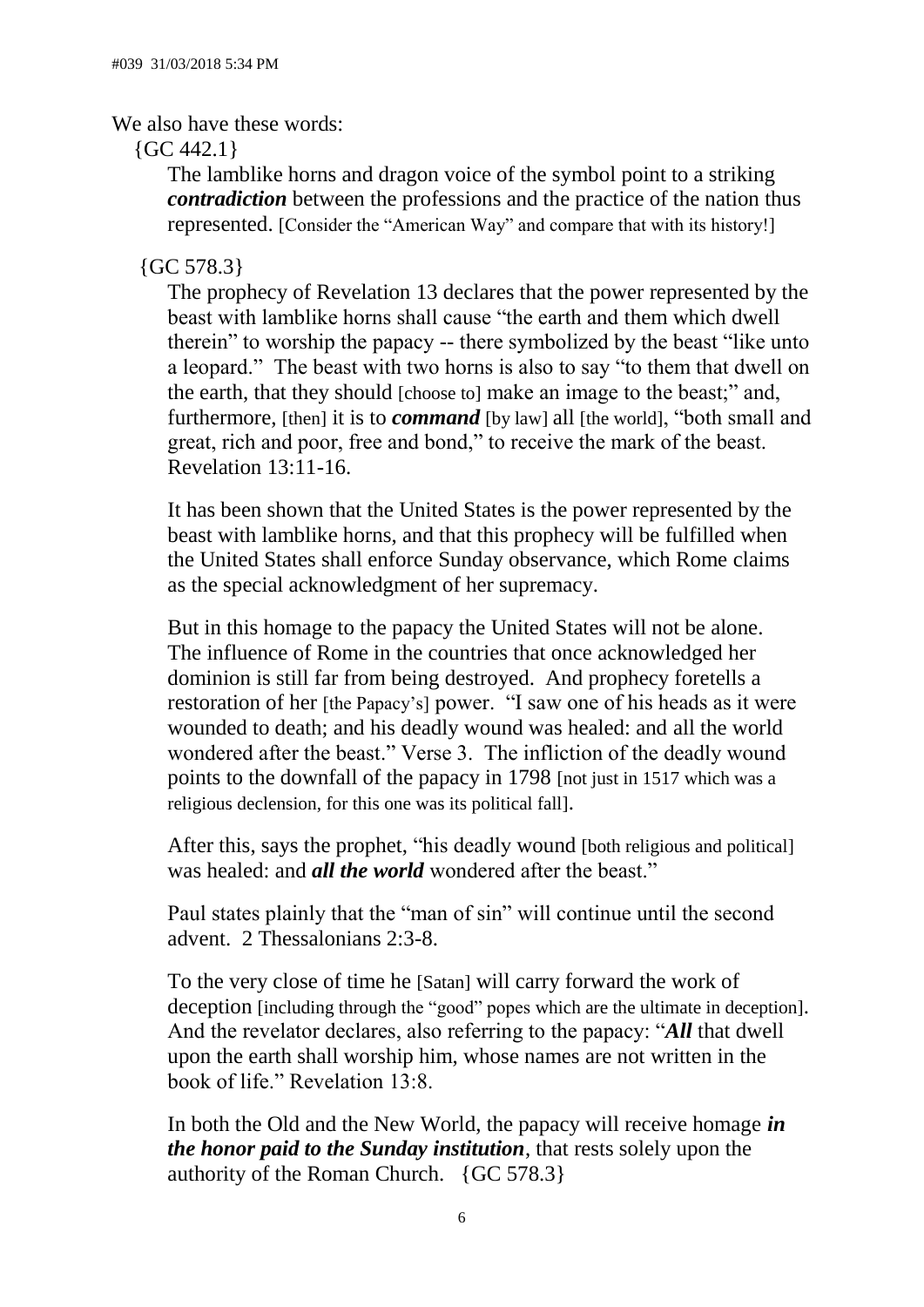#039 31/03/2018 5:34 PM

We also have these words:

{GC 442.1}

> The lamblike horns and dragon voice of the symbol point to a striking ***contradiction*** between the professions and the practice of the nation thus represented. [Consider the "American Way" and compare that with its history!]

{GC 578.3}

> The prophecy of Revelation 13 declares that the power represented by the beast with lamblike horns shall cause "the earth and them which dwell therein" to worship the papacy -- there symbolized by the beast "like unto a leopard." The beast with two horns is also to say "to them that dwell on the earth, that they should [choose to] make an image to the beast;" and, furthermore, [then] it is to ***command*** [by law] all [the world], "both small and great, rich and poor, free and bond," to receive the mark of the beast. Revelation 13:11-16.
>
> It has been shown that the United States is the power represented by the beast with lamblike horns, and that this prophecy will be fulfilled when the United States shall enforce Sunday observance, which Rome claims as the special acknowledgment of her supremacy.
>
> But in this homage to the papacy the United States will not be alone. The influence of Rome in the countries that once acknowledged her dominion is still far from being destroyed. And prophecy foretells a restoration of her [the Papacy's] power. "I saw one of his heads as it were wounded to death; and his deadly wound was healed: and all the world wondered after the beast." Verse 3. The infliction of the deadly wound points to the downfall of the papacy in 1798 [not just in 1517 which was a religious declension, for this one was its political fall].
>
> After this, says the prophet, "his deadly wound [both religious and political] was healed: and ***all the world*** wondered after the beast."
>
> Paul states plainly that the "man of sin" will continue until the second advent. 2 Thessalonians 2:3-8.
>
> To the very close of time he [Satan] will carry forward the work of deception [including through the "good" popes which are the ultimate in deception]. And the revelator declares, also referring to the papacy: "***All*** that dwell upon the earth shall worship him, whose names are not written in the book of life." Revelation 13:8.
>
> In both the Old and the New World, the papacy will receive homage ***in the honor paid to the Sunday institution***, that rests solely upon the authority of the Roman Church. {GC 578.3}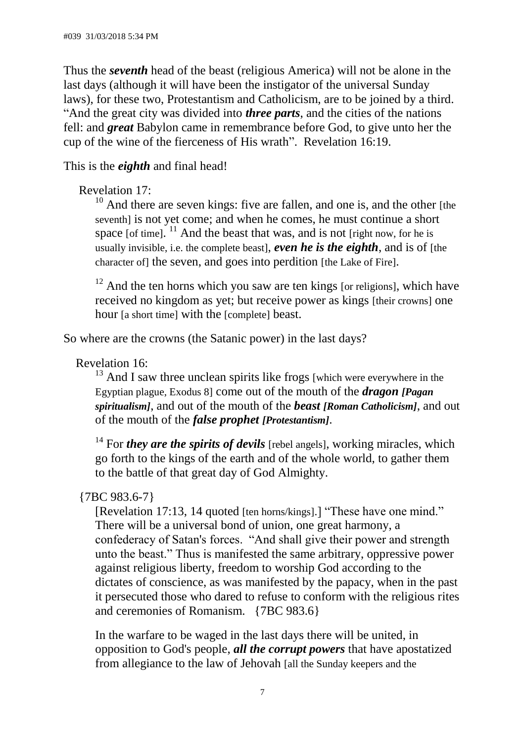Thus the ***seventh*** head of the beast (religious America) will not be alone in the last days (although it will have been the instigator of the universal Sunday laws), for these two, Protestantism and Catholicism, are to be joined by a third. "And the great city was divided into ***three parts***, and the cities of the nations fell: and ***great*** Babylon came in remembrance before God, to give unto her the cup of the wine of the fierceness of His wrath". Revelation 16:19.

This is the ***eighth*** and final head!

Revelation 17:

> [10] And there are seven kings: five are fallen, and one is, and the other [the seventh] is not yet come; and when he comes, he must continue a short space [of time]. [11] And the beast that was, and is not [right now, for he is usually invisible, i.e. the complete beast], ***even he is the eighth***, and is of [the character of] the seven, and goes into perdition [the Lake of Fire].
>
> [12] And the ten horns which you saw are ten kings [or religions], which have received no kingdom as yet; but receive power as kings [their crowns] one hour [a short time] with the [complete] beast.

So where are the crowns (the Satanic power) in the last days?

Revelation 16:

> [13] And I saw three unclean spirits like frogs [which were everywhere in the Egyptian plague, Exodus 8] come out of the mouth of the ***dragon [Pagan spiritualism]***, and out of the mouth of the ***beast [Roman Catholicism]***, and out of the mouth of the ***false prophet [Protestantism]***.
>
> [14] For ***they are the spirits of devils*** [rebel angels], working miracles, which go forth to the kings of the earth and of the whole world, to gather them to the battle of that great day of God Almighty.

{7BC 983.6-7}

> [Revelation 17:13, 14 quoted [ten horns/kings].] "These have one mind." There will be a universal bond of union, one great harmony, a confederacy of Satan's forces. "And shall give their power and strength unto the beast." Thus is manifested the same arbitrary, oppressive power against religious liberty, freedom to worship God according to the dictates of conscience, as was manifested by the papacy, when in the past it persecuted those who dared to refuse to conform with the religious rites and ceremonies of Romanism. {7BC 983.6}
>
> In the warfare to be waged in the last days there will be united, in opposition to God's people, ***all the corrupt powers*** that have apostatized from allegiance to the law of Jehovah [all the Sunday keepers and the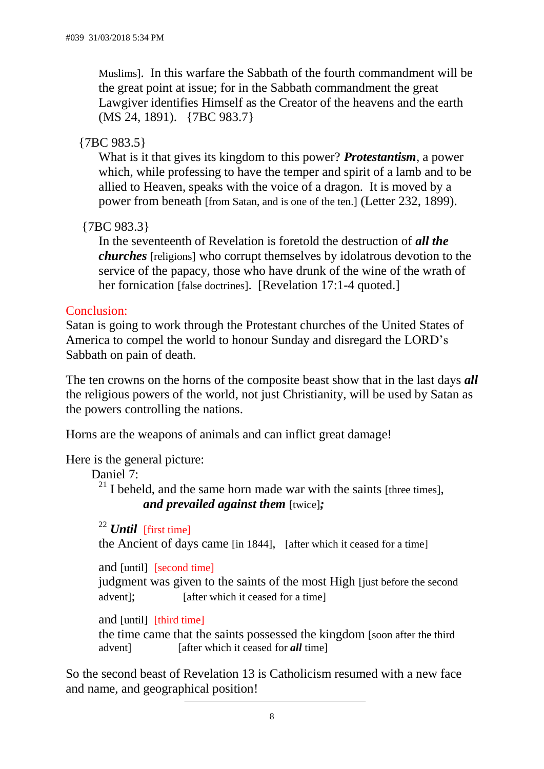Muslims]. In this warfare the Sabbath of the fourth commandment will be the great point at issue; for in the Sabbath commandment the great Lawgiver identifies Himself as the Creator of the heavens and the earth (MS 24, 1891). {7BC 983.7}

{7BC 983.5}

What is it that gives its kingdom to this power? ***Protestantism***, a power which, while professing to have the temper and spirit of a lamb and to be allied to Heaven, speaks with the voice of a dragon. It is moved by a power from beneath [from Satan, and is one of the ten.] (Letter 232, 1899).

{7BC 983.3}

In the seventeenth of Revelation is foretold the destruction of ***all the churches*** [religions] who corrupt themselves by idolatrous devotion to the service of the papacy, those who have drunk of the wine of the wrath of her fornication [false doctrines]. [Revelation 17:1-4 quoted.]

Conclusion:

Satan is going to work through the Protestant churches of the United States of America to compel the world to honour Sunday and disregard the LORD's Sabbath on pain of death.

The ten crowns on the horns of the composite beast show that in the last days ***all*** the religious powers of the world, not just Christianity, will be used by Satan as the powers controlling the nations.

Horns are the weapons of animals and can inflict great damage!

Here is the general picture:

Daniel 7:

[21] I beheld, and the same horn made war with the saints [three times], ***and prevailed against them*** [twice]***;***

[22] ***Until*** [first time]
the Ancient of days came [in 1844], [after which it ceased for a time]

and [until] [second time]
judgment was given to the saints of the most High [just before the second advent]; [after which it ceased for a time]

and [until] [third time]
the time came that the saints possessed the kingdom [soon after the third advent] [after which it ceased for ***all*** time]

So the second beast of Revelation 13 is Catholicism resumed with a new face and name, and geographical position!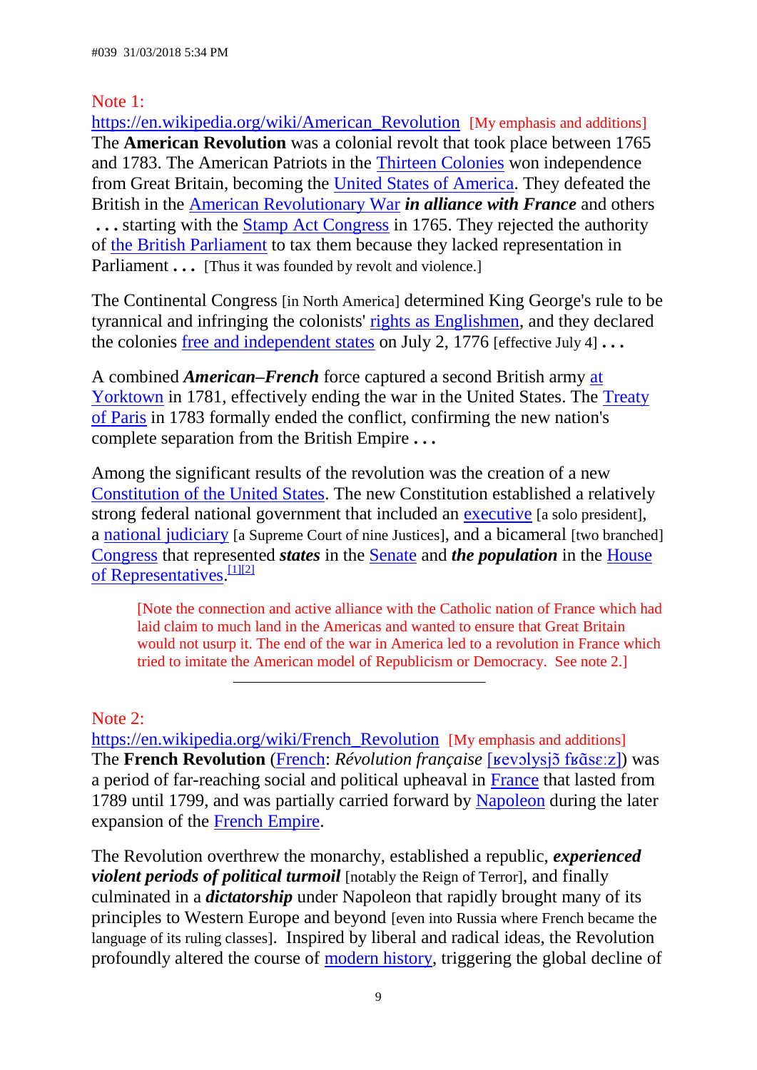Note 1:

https://en.wikipedia.org/wiki/American_Revolution [My emphasis and additions]

The **American Revolution** was a colonial revolt that took place between 1765 and 1783. The American Patriots in the Thirteen Colonies won independence from Great Britain, becoming the United States of America. They defeated the British in the American Revolutionary War ***in alliance with France*** and others **. . .** starting with the Stamp Act Congress in 1765. They rejected the authority of the British Parliament to tax them because they lacked representation in Parliament **. . .** [Thus it was founded by revolt and violence.]

The Continental Congress [in North America] determined King George's rule to be tyrannical and infringing the colonists' rights as Englishmen, and they declared the colonies free and independent states on July 2, 1776 [effective July 4] **. . .**

A combined ***American–French*** force captured a second British army at Yorktown in 1781, effectively ending the war in the United States. The Treaty of Paris in 1783 formally ended the conflict, confirming the new nation's complete separation from the British Empire **. . .**

Among the significant results of the revolution was the creation of a new Constitution of the United States. The new Constitution established a relatively strong federal national government that included an executive [a solo president], a national judiciary [a Supreme Court of nine Justices], and a bicameral [two branched] Congress that represented ***states*** in the Senate and ***the population*** in the House of Representatives.[1][2]

> [Note the connection and active alliance with the Catholic nation of France which had laid claim to much land in the Americas and wanted to ensure that Great Britain would not usurp it. The end of the war in America led to a revolution in France which tried to imitate the American model of Republicism or Democracy. See note 2.]

---

Note 2:

https://en.wikipedia.org/wiki/French_Revolution [My emphasis and additions]

The **French Revolution** (French: *Révolution française* [ʁevɔlysjɔ̃ fʁɑ̃sɛːz]) was a period of far-reaching social and political upheaval in France that lasted from 1789 until 1799, and was partially carried forward by Napoleon during the later expansion of the French Empire.

The Revolution overthrew the monarchy, established a republic, ***experienced violent periods of political turmoil*** [notably the Reign of Terror], and finally culminated in a ***dictatorship*** under Napoleon that rapidly brought many of its principles to Western Europe and beyond [even into Russia where French became the language of its ruling classes]. Inspired by liberal and radical ideas, the Revolution profoundly altered the course of modern history, triggering the global decline of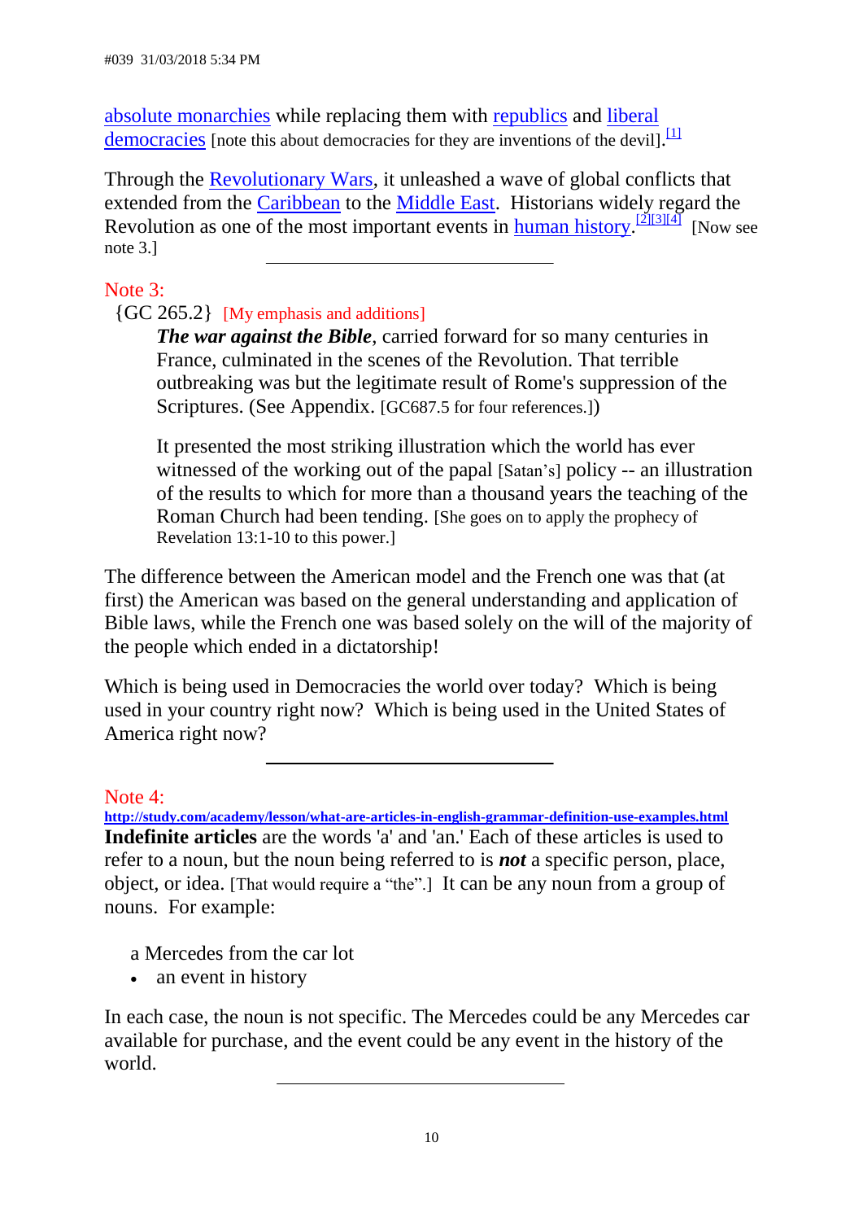absolute monarchies while replacing them with republics and liberal democracies [note this about democracies for they are inventions of the devil].[1]

Through the Revolutionary Wars, it unleashed a wave of global conflicts that extended from the Caribbean to the Middle East. Historians widely regard the Revolution as one of the most important events in human history.[2][3][4] [Now see note 3.]

---

Note 3:

{GC 265.2} [My emphasis and additions]

> ***The war against the Bible***, carried forward for so many centuries in France, culminated in the scenes of the Revolution. That terrible outbreaking was but the legitimate result of Rome's suppression of the Scriptures. (See Appendix. [GC687.5 for four references.])
>
> It presented the most striking illustration which the world has ever witnessed of the working out of the papal [Satan's] policy -- an illustration of the results to which for more than a thousand years the teaching of the Roman Church had been tending. [She goes on to apply the prophecy of Revelation 13:1-10 to this power.]

The difference between the American model and the French one was that (at first) the American was based on the general understanding and application of Bible laws, while the French one was based solely on the will of the majority of the people which ended in a dictatorship!

Which is being used in Democracies the world over today? Which is being used in your country right now? Which is being used in the United States of America right now?

---

Note 4:

**http://study.com/academy/lesson/what-are-articles-in-english-grammar-definition-use-examples.html**

**Indefinite articles** are the words 'a' and 'an.' Each of these articles is used to refer to a noun, but the noun being referred to is ***not*** a specific person, place, object, or idea. [That would require a "the".] It can be any noun from a group of nouns. For example:

- a Mercedes from the car lot
- an event in history

In each case, the noun is not specific. The Mercedes could be any Mercedes car available for purchase, and the event could be any event in the history of the world.

---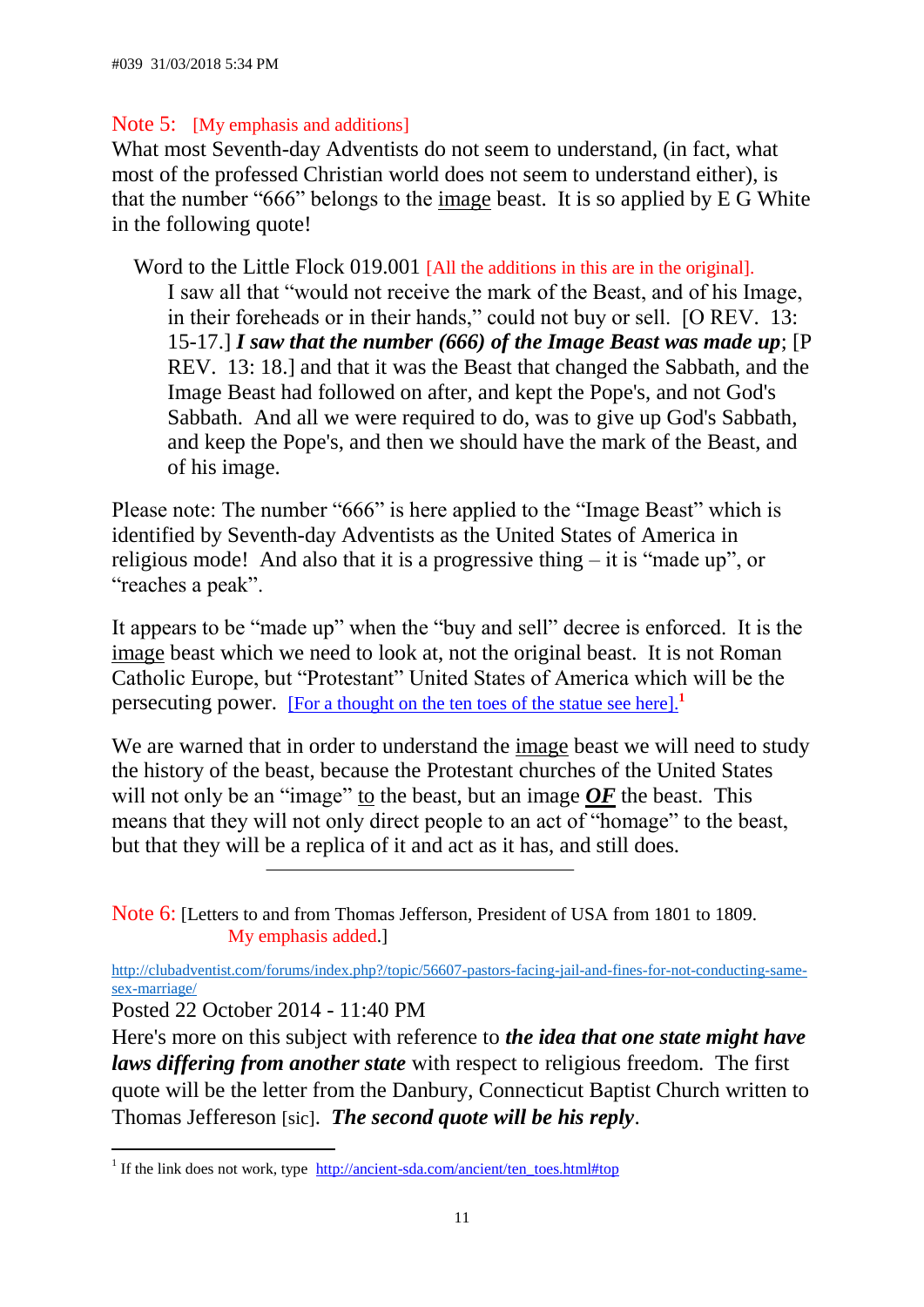#039 31/03/2018 5:34 PM

Note 5: [My emphasis and additions]

What most Seventh-day Adventists do not seem to understand, (in fact, what most of the professed Christian world does not seem to understand either), is that the number "666" belongs to the image beast. It is so applied by E G White in the following quote!

> Word to the Little Flock 019.001 [All the additions in this are in the original].
>
> I saw all that "would not receive the mark of the Beast, and of his Image, in their foreheads or in their hands," could not buy or sell. [O REV. 13: 15-17.] ***I saw that the number (666) of the Image Beast was made up***; [P REV. 13: 18.] and that it was the Beast that changed the Sabbath, and the Image Beast had followed on after, and kept the Pope's, and not God's Sabbath. And all we were required to do, was to give up God's Sabbath, and keep the Pope's, and then we should have the mark of the Beast, and of his image.

Please note: The number "666" is here applied to the "Image Beast" which is identified by Seventh-day Adventists as the United States of America in religious mode! And also that it is a progressive thing – it is "made up", or "reaches a peak".

It appears to be "made up" when the "buy and sell" decree is enforced. It is the image beast which we need to look at, not the original beast. It is not Roman Catholic Europe, but "Protestant" United States of America which will be the persecuting power. [For a thought on the ten toes of the statue see here].[1]

We are warned that in order to understand the image beast we will need to study the history of the beast, because the Protestant churches of the United States will not only be an "image" to the beast, but an image ***OF*** the beast. This means that they will not only direct people to an act of "homage" to the beast, but that they will be a replica of it and act as it has, and still does.

---

Note 6: [Letters to and from Thomas Jefferson, President of USA from 1801 to 1809. My emphasis added.]

http://clubadventist.com/forums/index.php?/topic/56607-pastors-facing-jail-and-fines-for-not-conducting-same-sex-marriage/

Posted 22 October 2014 - 11:40 PM

Here's more on this subject with reference to ***the idea that one state might have laws differing from another state*** with respect to religious freedom. The first quote will be the letter from the Danbury, Connecticut Baptist Church written to Thomas Jefereson [sic]. ***The second quote will be his reply***.

[1] If the link does not work, type http://ancient-sda.com/ancient/ten_toes.html#top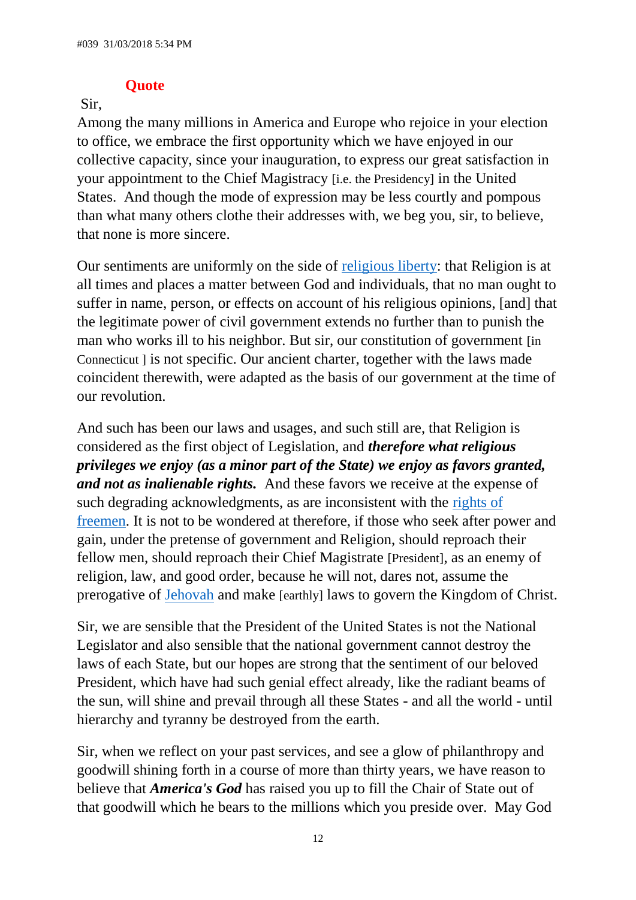#039 31/03/2018 5:34 PM

**Quote**

Sir,

Among the many millions in America and Europe who rejoice in your election to office, we embrace the first opportunity which we have enjoyed in our collective capacity, since your inauguration, to express our great satisfaction in your appointment to the Chief Magistracy [i.e. the Presidency] in the United States. And though the mode of expression may be less courtly and pompous than what many others clothe their addresses with, we beg you, sir, to believe, that none is more sincere.

Our sentiments are uniformly on the side of religious liberty: that Religion is at all times and places a matter between God and individuals, that no man ought to suffer in name, person, or effects on account of his religious opinions, [and] that the legitimate power of civil government extends no further than to punish the man who works ill to his neighbor. But sir, our constitution of government [in Connecticut ] is not specific. Our ancient charter, together with the laws made coincident therewith, were adapted as the basis of our government at the time of our revolution.

And such has been our laws and usages, and such still are, that Religion is considered as the first object of Legislation, and ***therefore what religious privileges we enjoy (as a minor part of the State) we enjoy as favors granted, and not as inalienable rights.*** And these favors we receive at the expense of such degrading acknowledgments, as are inconsistent with the rights of freemen. It is not to be wondered at therefore, if those who seek after power and gain, under the pretense of government and Religion, should reproach their fellow men, should reproach their Chief Magistrate [President], as an enemy of religion, law, and good order, because he will not, dares not, assume the prerogative of Jehovah and make [earthly] laws to govern the Kingdom of Christ.

Sir, we are sensible that the President of the United States is not the National Legislator and also sensible that the national government cannot destroy the laws of each State, but our hopes are strong that the sentiment of our beloved President, which have had such genial effect already, like the radiant beams of the sun, will shine and prevail through all these States - and all the world - until hierarchy and tyranny be destroyed from the earth.

Sir, when we reflect on your past services, and see a glow of philanthropy and goodwill shining forth in a course of more than thirty years, we have reason to believe that ***America's God*** has raised you up to fill the Chair of State out of that goodwill which he bears to the millions which you preside over. May God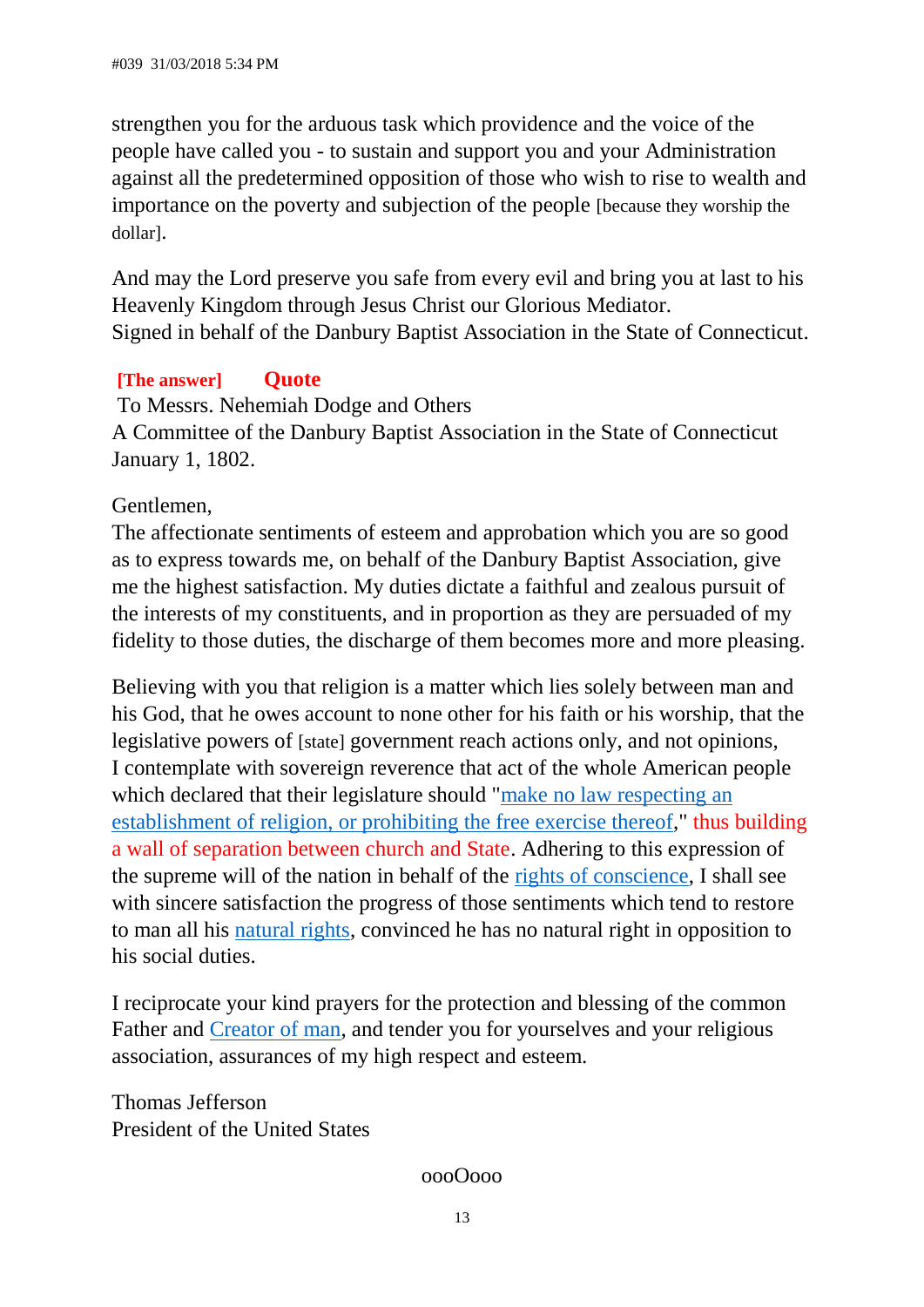strengthen you for the arduous task which providence and the voice of the people have called you - to sustain and support you and your Administration against all the predetermined opposition of those who wish to rise to wealth and importance on the poverty and subjection of the people [because they worship the dollar].

And may the Lord preserve you safe from every evil and bring you at last to his Heavenly Kingdom through Jesus Christ our Glorious Mediator.
Signed in behalf of the Danbury Baptist Association in the State of Connecticut.

**[The answer]** **Quote**

To Messrs. Nehemiah Dodge and Others
A Committee of the Danbury Baptist Association in the State of Connecticut
January 1, 1802.

Gentlemen,
The affectionate sentiments of esteem and approbation which you are so good as to express towards me, on behalf of the Danbury Baptist Association, give me the highest satisfaction. My duties dictate a faithful and zealous pursuit of the interests of my constituents, and in proportion as they are persuaded of my fidelity to those duties, the discharge of them becomes more and more pleasing.

Believing with you that religion is a matter which lies solely between man and his God, that he owes account to none other for his faith or his worship, that the legislative powers of [state] government reach actions only, and not opinions, I contemplate with sovereign reverence that act of the whole American people which declared that their legislature should "make no law respecting an establishment of religion, or prohibiting the free exercise thereof," thus building a wall of separation between church and State. Adhering to this expression of the supreme will of the nation in behalf of the rights of conscience, I shall see with sincere satisfaction the progress of those sentiments which tend to restore to man all his natural rights, convinced he has no natural right in opposition to his social duties.

I reciprocate your kind prayers for the protection and blessing of the common Father and Creator of man, and tender you for yourselves and your religious association, assurances of my high respect and esteem.

Thomas Jefferson
President of the United States

oooOooo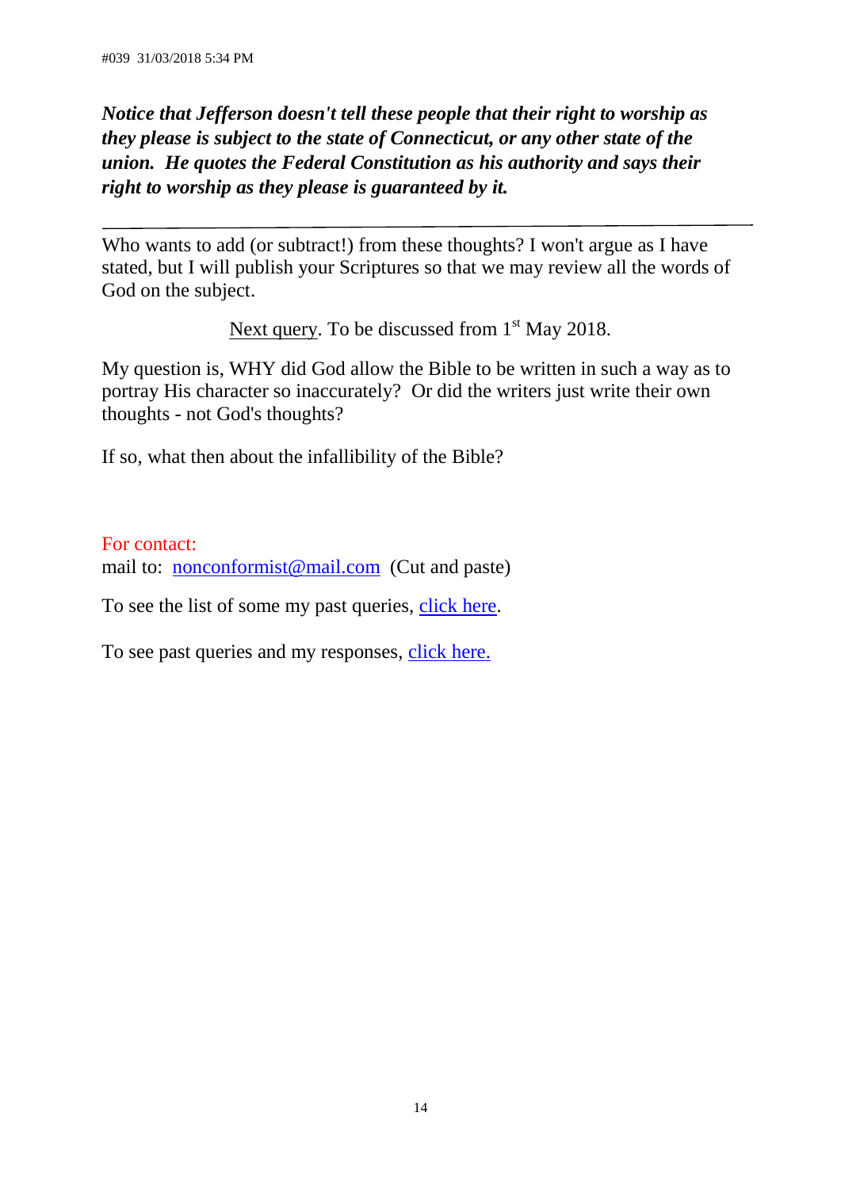***Notice that Jefferson doesn't tell these people that their right to worship as they please is subject to the state of Connecticut, or any other state of the union. He quotes the Federal Constitution as his authority and says their right to worship as they please is guaranteed by it.***

---

Who wants to add (or subtract!) from these thoughts? I won't argue as I have stated, but I will publish your Scriptures so that we may review all the words of God on the subject.

Next query. To be discussed from 1st May 2018.

My question is, WHY did God allow the Bible to be written in such a way as to portray His character so inaccurately? Or did the writers just write their own thoughts - not God's thoughts?

If so, what then about the infallibility of the Bible?

For contact:
mail to: nonconformist@mail.com (Cut and paste)

To see the list of some my past queries, click here.

To see past queries and my responses, click here.